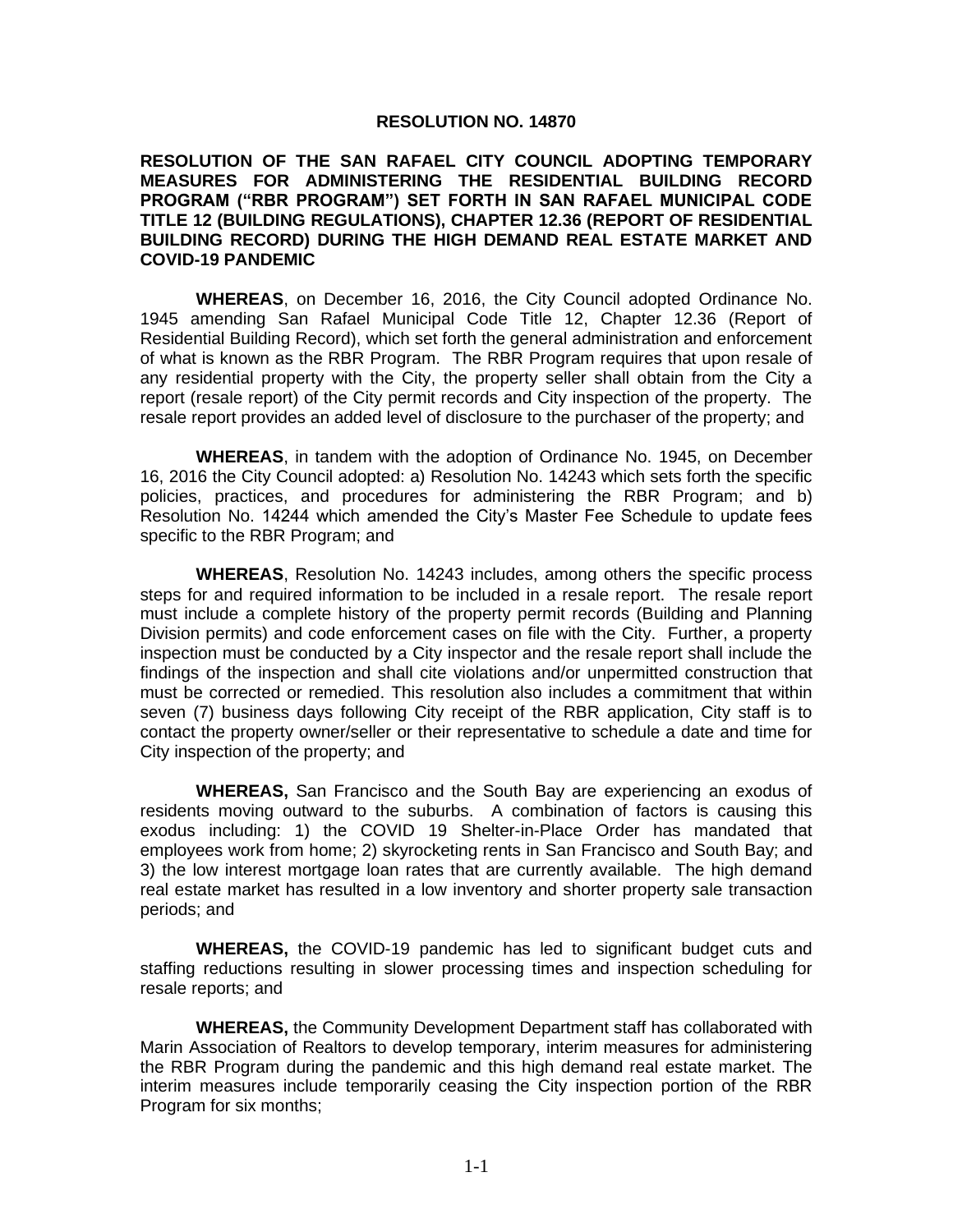# RESOLUTION NO. 14870

## RESOLUTION OF THE SAN RAFAEL CITY COUNCIL ADOPTING TEMPORARY MEASURES FOR ADMINISTERING THE RESIDENTIAL BUILDING RECORD PROGRAM ("RBR PROGRAM") SET FORTH IN SAN RAFAEL MUNICIPAL CODE TITLE 12 (BUILDING REGULATIONS), CHAPTER 12.36 (REPORT OF RESIDENTIAL BUILDING RECORD) DURING THE HIGH DEMAND REAL ESTATE MARKET AND COVID-19 PANDEMIC

**WHEREAS**, on December 16, 2016, the City Council adopted Ordinance No. 1945 amending San Rafael Municipal Code Title 12, Chapter 12.36 (Report of Residential Building Record), which set forth the general administration and enforcement of what is known as the RBR Program. The RBR Program requires that upon resale of any residential property with the City, the property seller shall obtain from the City a report (resale report) of the City permit records and City inspection of the property. The resale report provides an added level of disclosure to the purchaser of the property; and

**WHEREAS**, in tandem with the adoption of Ordinance No. 1945, on December 16, 2016 the City Council adopted: a) Resolution No. 14243 which sets forth the specific policies, practices, and procedures for administering the RBR Program; and b) Resolution No. 14244 which amended the City's Master Fee Schedule to update fees specific to the RBR Program; and

**WHEREAS**, Resolution No. 14243 includes, among others the specific process steps for and required information to be included in a resale report. The resale report must include a complete history of the property permit records (Building and Planning Division permits) and code enforcement cases on file with the City. Further, a property inspection must be conducted by a City inspector and the resale report shall include the findings of the inspection and shall cite violations and/or unpermitted construction that must be corrected or remedied. This resolution also includes a commitment that within seven (7) business days following City receipt of the RBR application, City staff is to contact the property owner/seller or their representative to schedule a date and time for City inspection of the property; and

**WHEREAS,** San Francisco and the South Bay are experiencing an exodus of residents moving outward to the suburbs. A combination of factors is causing this exodus including: 1) the COVID 19 Shelter-in-Place Order has mandated that employees work from home; 2) skyrocketing rents in San Francisco and South Bay; and 3) the low interest mortgage loan rates that are currently available. The high demand real estate market has resulted in a low inventory and shorter property sale transaction periods; and

**WHEREAS,** the COVID-19 pandemic has led to significant budget cuts and staffing reductions resulting in slower processing times and inspection scheduling for resale reports; and

**WHEREAS,** the Community Development Department staff has collaborated with Marin Association of Realtors to develop temporary, interim measures for administering the RBR Program during the pandemic and this high demand real estate market. The interim measures include temporarily ceasing the City inspection portion of the RBR Program for six months;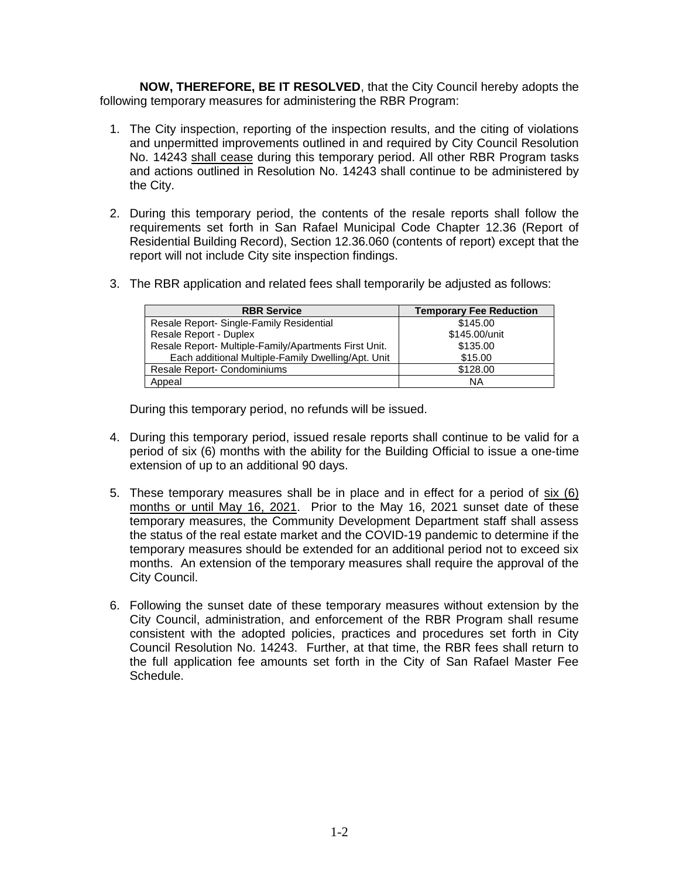**NOW, THEREFORE, BE IT RESOLVED**, that the City Council hereby adopts the following temporary measures for administering the RBR Program:

1. The City inspection, reporting of the inspection results, and the citing of violations and unpermitted improvements outlined in and required by City Council Resolution No. 14243 shall cease during this temporary period. All other RBR Program tasks and actions outlined in Resolution No. 14243 shall continue to be administered by the City.

2. During this temporary period, the contents of the resale reports shall follow the requirements set forth in San Rafael Municipal Code Chapter 12.36 (Report of Residential Building Record), Section 12.36.060 (contents of report) except that the report will not include City site inspection findings.

3. The RBR application and related fees shall temporarily be adjusted as follows:

| RBR Service | Temporary Fee Reduction |
|---|---|
| Resale Report- Single-Family Residential | $145.00 |
| Resale Report - Duplex | $145.00/unit |
| Resale Report- Multiple-Family/Apartments First Unit. | $135.00 |
| Each additional Multiple-Family Dwelling/Apt. Unit | $15.00 |
| Resale Report- Condominiums | $128.00 |
| Appeal | NA |

During this temporary period, no refunds will be issued.

4. During this temporary period, issued resale reports shall continue to be valid for a period of six (6) months with the ability for the Building Official to issue a one-time extension of up to an additional 90 days.

5. These temporary measures shall be in place and in effect for a period of six (6) months or until May 16, 2021. Prior to the May 16, 2021 sunset date of these temporary measures, the Community Development Department staff shall assess the status of the real estate market and the COVID-19 pandemic to determine if the temporary measures should be extended for an additional period not to exceed six months. An extension of the temporary measures shall require the approval of the City Council.

6. Following the sunset date of these temporary measures without extension by the City Council, administration, and enforcement of the RBR Program shall resume consistent with the adopted policies, practices and procedures set forth in City Council Resolution No. 14243. Further, at that time, the RBR fees shall return to the full application fee amounts set forth in the City of San Rafael Master Fee Schedule.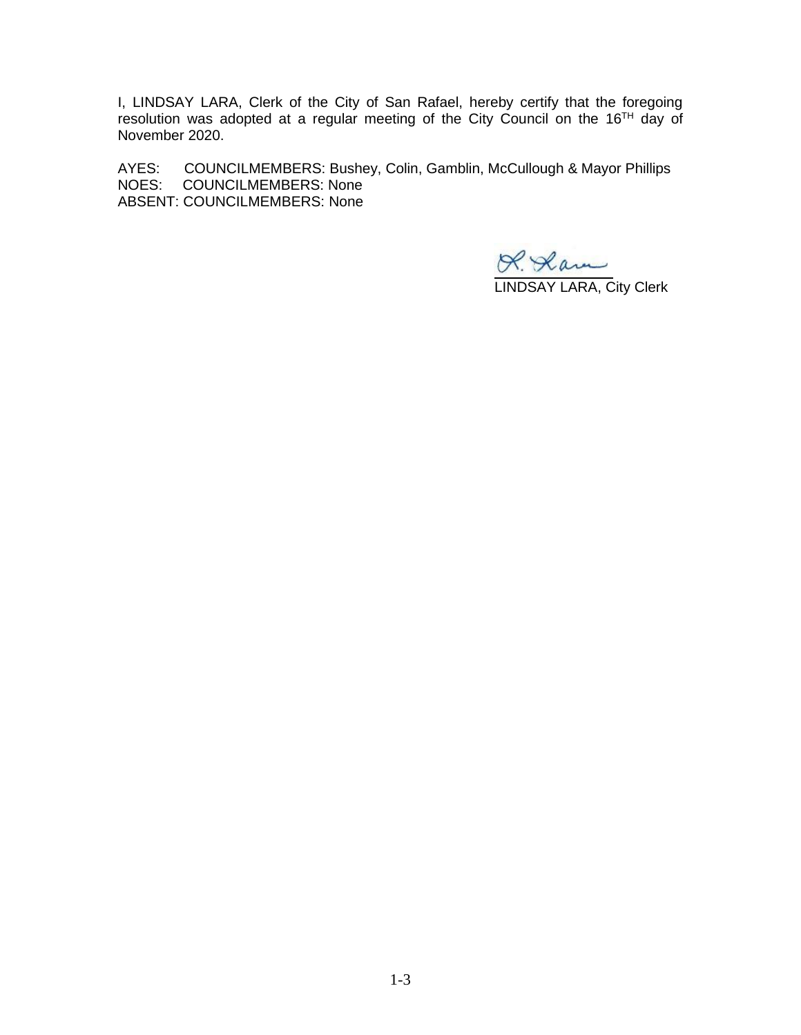I, LINDSAY LARA, Clerk of the City of San Rafael, hereby certify that the foregoing resolution was adopted at a regular meeting of the City Council on the 16TH day of November 2020.

AYES: COUNCILMEMBERS: Bushey, Colin, Gamblin, McCullough & Mayor Phillips
NOES: COUNCILMEMBERS: None
ABSENT: COUNCILMEMBERS: None

LINDSAY LARA, City Clerk